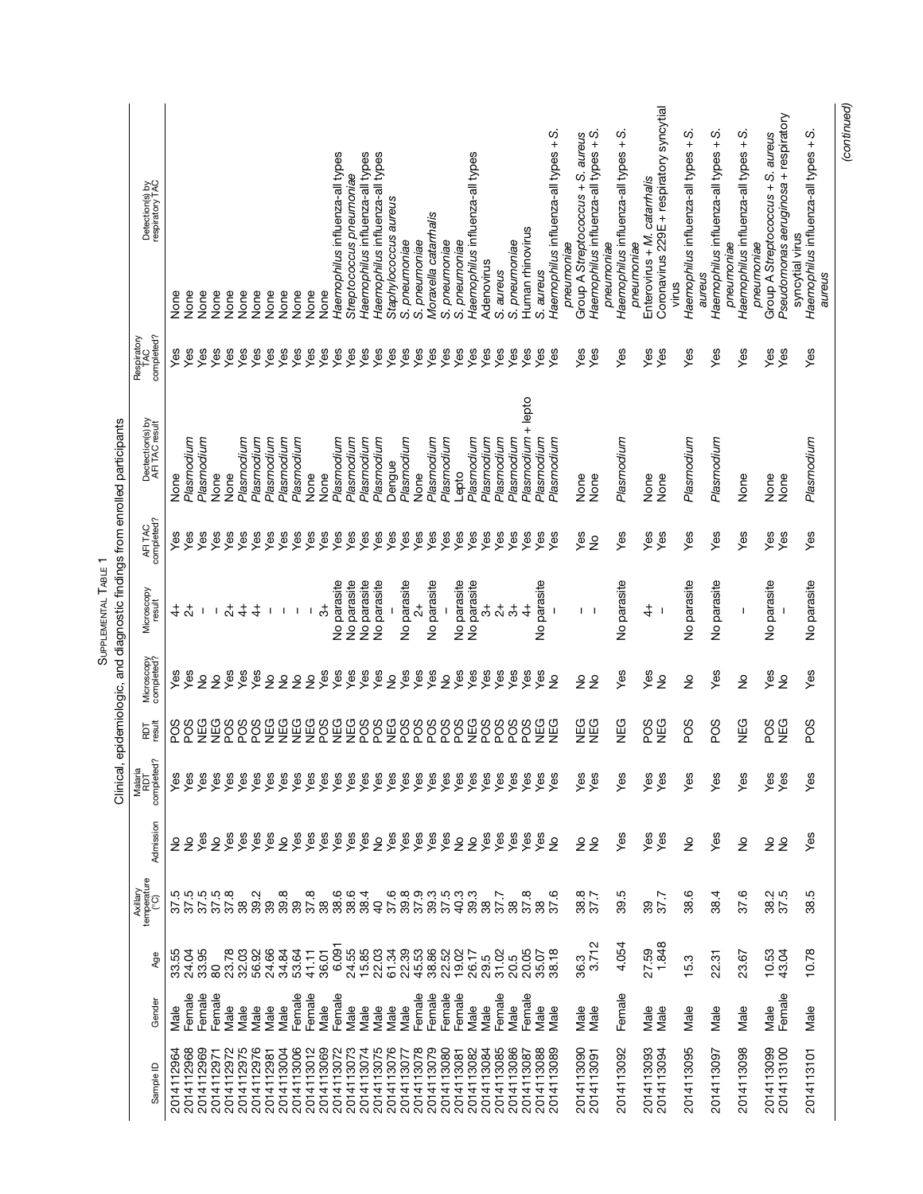SUPPLEMENTAL TABLE 1

Clinical, epidemiologic, and diagnostic findings from enrolled participants

| Sample ID | Gender | Age | Axillary temperature (°C) | Admission | Malaria RDT completed? | RDT result | Microscopy completed? | Microscopy result | AFI TAC completed? | Dectection(s) by AFI TAC result | Respiratory TAC completed? | Detection(s) by respiratory TAC |
|---|---|---|---|---|---|---|---|---|---|---|---|---|
| 2014112964 | Male | 33.55 | 37.5 | No | Yes | POS | Yes | 4+ | Yes | None | Yes | None |
| 2014112968 | Female | 24.04 | 37.5 | No | Yes | POS | Yes | 2+ | Yes | *Plasmodium* | Yes | None |
| 2014112969 | Female | 33.95 | 37.5 | Yes | Yes | NEG | No | – | Yes | *Plasmodium* | Yes | None |
| 2014112971 | Female | 80 | 37.5 | No | Yes | NEG | No | – | Yes | None | Yes | None |
| 2014112972 | Male | 23.78 | 37.8 | Yes | Yes | POS | Yes | 2+ | Yes | None | Yes | None |
| 2014112975 | Male | 32.03 | 38 | Yes | Yes | POS | Yes | 4+ | Yes | *Plasmodium* | Yes | None |
| 2014112976 | Male | 56.92 | 39.2 | Yes | Yes | POS | Yes | 4+ | Yes | *Plasmodium* | Yes | None |
| 2014112981 | Male | 24.66 | 39 | Yes | Yes | NEG | No | – | Yes | *Plasmodium* | Yes | None |
| 2014113004 | Male | 34.84 | 39.8 | No | Yes | NEG | No | – | Yes | *Plasmodium* | Yes | None |
| 2014113006 | Female | 53.64 | 39 | Yes | Yes | NEG | No | – | Yes | *Plasmodium* | Yes | None |
| 2014113012 | Female | 41.11 | 37.8 | Yes | Yes | NEG | No | – | Yes | None | Yes | None |
| 2014113069 | Male | 36.01 | 38 | Yes | Yes | POS | Yes | 3+ | Yes | None | Yes | None |
| 2014113072 | Female | 6.091 | 38.6 | Yes | Yes | NEG | Yes | No parasite | Yes | *Plasmodium* | Yes | *Haemophilus influenza*-all types |
| 2014113073 | Male | 24.55 | 38.6 | Yes | Yes | NEG | Yes | No parasite | Yes | *Plasmodium* | Yes | *Streptococcus pneumoniae* |
| 2014113074 | Male | 15.85 | 38.4 | Yes | Yes | POS | Yes | No parasite | Yes | *Plasmodium* | Yes | *Haemophilus influenza*-all types |
| 2014113075 | Male | 22.03 | 40 | No | Yes | POS | Yes | No parasite | Yes | *Plasmodium* | Yes | *Haemophilus influenza*-all types |
| 2014113076 | Male | 61.34 | 37.6 | Yes | Yes | NEG | No | – | Yes | Dengue | Yes | *Staphylococcus aureus* |
| 2014113077 | Male | 22.39 | 39.8 | Yes | Yes | POS | Yes | No parasite | Yes | *Plasmodium* | Yes | *S. pneumoniae* |
| 2014113078 | Female | 45.53 | 37.9 | Yes | Yes | POS | Yes | 2+ | Yes | None | Yes | *S. pneumoniae* |
| 2014113079 | Female | 38.86 | 39.3 | Yes | Yes | POS | Yes | No parasite | Yes | *Plasmodium* | Yes | *Moraxella catarrhalis* |
| 2014113080 | Female | 22.52 | 37.5 | Yes | Yes | POS | No | – | Yes | *Plasmodium* | Yes | *S. pneumoniae* |
| 2014113081 | Female | 19.02 | 40.3 | No | Yes | POS | Yes | No parasite | Yes | Lepto | Yes | *S. pneumoniae* |
| 2014113082 | Male | 26.17 | 39.3 | No | Yes | NEG | Yes | No parasite | Yes | *Plasmodium* | Yes | *Haemophilus influenza*-all types |
| 2014113084 | Male | 29.5 | 38 | Yes | Yes | POS | Yes | 3+ | Yes | *Plasmodium* | Yes | Adenovirus |
| 2014113085 | Female | 31.02 | 37.7 | Yes | Yes | POS | Yes | 2+ | Yes | *Plasmodium* | Yes | *S. aureus* |
| 2014113086 | Male | 20.5 | 38 | Yes | Yes | POS | Yes | 3+ | Yes | *Plasmodium* | Yes | *S. pneumoniae* |
| 2014113087 | Female | 20.05 | 37.8 | Yes | Yes | POS | Yes | 4+ | Yes | *Plasmodium* + lepto | Yes | Human rhinovirus |
| 2014113088 | Male | 35.07 | 38 | Yes | Yes | NEG | Yes | No parasite | Yes | *Plasmodium* | Yes | *S. aureus* |
| 2014113089 | Male | 38.18 | 37.6 | No | Yes | NEG | No | – | Yes | *Plasmodium* | Yes | *Haemophilus influenza*-all types + *S. pneumoniae* |
| 2014113090 | Male | 36.3 | 38.8 | No | Yes | NEG | No | – | Yes | None | Yes | Group A *Streptococcus* + *S. aureus* |
| 2014113091 | Male | 3.712 | 37.7 | No | Yes | NEG | No | – | No | None | Yes | *Haemophilus influenza*-all types + *S. pneumoniae* |
| 2014113092 | Female | 4.054 | 39.5 | Yes | Yes | NEG | Yes | No parasite | Yes | *Plasmodium* | Yes | *Haemophilus influenza*-all types + *S. pneumoniae* |
| 2014113093 | Male | 27.59 | 39 | Yes | Yes | POS | Yes | 4+ | Yes | None | Yes | Enterovirus + *M. catarrhalis* |
| 2014113094 | Male | 1.848 | 37.7 | Yes | Yes | NEG | No | – | Yes | None | Yes | Coronavirus 229E + respiratory syncytial virus |
| 2014113095 | Male | 15.3 | 38.6 | No | Yes | POS | No | No parasite | Yes | *Plasmodium* | Yes | *Haemophilus influenza*-all types + *S. aureus* |
| 2014113097 | Male | 22.31 | 38.4 | Yes | Yes | POS | Yes | No parasite | Yes | *Plasmodium* | Yes | *Haemophilus influenza*-all types + *S. pneumoniae* |
| 2014113098 | Male | 23.67 | 37.6 | No | Yes | NEG | No | – | Yes | None | Yes | *Haemophilus influenza*-all types + *S. pneumoniae* |
| 2014113099 | Male | 10.53 | 38.2 | No | Yes | POS | Yes | No parasite | Yes | None | Yes | Group A *Streptococcus* + *S. aureus* |
| 2014113100 | Female | 43.04 | 37.5 | No | Yes | NEG | No | – | Yes | None | Yes | *Pseudomonas aeruginosa* + respiratory syncytial virus |
| 2014113101 | Male | 10.78 | 38.5 | Yes | Yes | POS | Yes | No parasite | Yes | *Plasmodium* | Yes | *Haemophilus influenza*-all types + *S. aureus* |

(continued)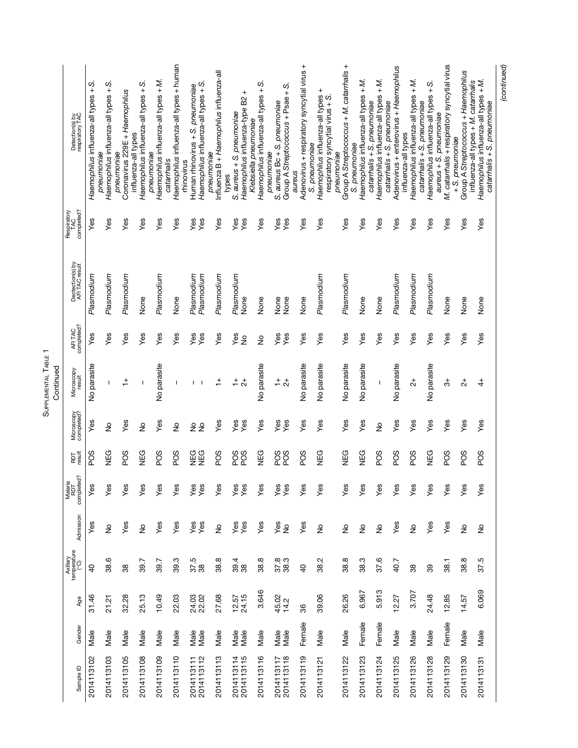Supplemental Table 1

Continued

| Sample ID | Gender | Age | Axillary temperature (°C) | Admission | Malaria RDT completed? | RDT result | Microscopy completed? | Microscopy result | AFI TAC completed? | Dectection(s) by AFI TAC result | Respiratory TAC completed? | Detection(s) by respiratory TAC |
|---|---|---|---|---|---|---|---|---|---|---|---|---|
| 2014113102 | Male | 31.46 | 40 | Yes | Yes | POS | Yes | No parasite | Yes | *Plasmodium* | Yes | *Haemophilus* influenza-all types + *S. pneumoniae* |
| 2014113103 | Male | 21.21 | 38.6 | No | Yes | NEG | No | – | Yes | *Plasmodium* | Yes | *Haemophilus* influenza-all types + *S. pneumoniae* |
| 2014113105 | Male | 32.28 | 38 | Yes | Yes | POS | Yes | 1+ | Yes | *Plasmodium* | Yes | Coronavirus 229E + *Haemophilus* influenza-all types |
| 2014113108 | Male | 25.13 | 39.7 | No | Yes | NEG | No | – | Yes | None | Yes | *Haemophilus* influenza-all types + *S. pneumoniae* |
| 2014113109 | Male | 10.49 | 39.7 | Yes | Yes | POS | Yes | No parasite | Yes | *Plasmodium* | Yes | *Haemophilus* influenza-all types + *M. catarrhalis* |
| 2014113110 | Male | 22.03 | 39.3 | Yes | Yes | POS | No | – | Yes | None | Yes | *Haemophilus* influenza-all types + human rhinovirus |
| 2014113111 | Male | 24.03 | 37.5 | Yes | Yes | NEG | No | – | Yes | *Plasmodium* | Yes | Human rhinovirus + *S. pneumoniae* |
| 2014113112 | Male | 22.02 | 38 | Yes | Yes | NEG | No | – | Yes | *Plasmodium* | Yes | *Haemophilus* influenza-all types + *S. pneumoniae* |
| 2014113113 | Male | 27.68 | 38.8 | No | Yes | POS | Yes | 1+ | Yes | *Plasmodium* | Yes | Influenza B + *Haemophilus* influenza-all types |
| 2014113114 | Male | 12.57 | 39.4 | Yes | Yes | POS | Yes | 1+ | Yes | *Plasmodium* | Yes | *S. aureus* + *S. pneumoniae* |
| 2014113115 | Male | 24.15 | 38 | Yes | Yes | POS | Yes | 2+ | No | None | Yes | *Haemophilus* influenza-type B2 + *Klebsiella pneumoniae* |
| 2014113116 | Male | 3.646 | 38.8 | Yes | Yes | NEG | Yes | No parasite | No | None | Yes | *Haemophilus* influenza-all types + *S. pneumoniae* |
| 2014113117 | Male | 45.02 | 37.8 | Yes | Yes | POS | Yes | 1+ | Yes | None | Yes | *S. aureus* Bc + *S. pneumoniae* |
| 2014113118 | Male | 14.2 | 38.3 | No | Yes | POS | Yes | 2+ | Yes | None | Yes | Group A *Streptococcus* + Psae + *S. aureus* |
| 2014113119 | Female | 36 | 40 | Yes | Yes | POS | Yes | No parasite | Yes | None | Yes | Adenovirus + respiratory syncytial virus + *S. pneumoniae* |
| 2014113121 | Male | 39.06 | 38.2 | No | Yes | NEG | Yes | No parasite | Yes | *Plasmodium* | Yes | *Haemophilus* influenza-all types + respiratory syncytial virus + *S. pneumoniae* |
| 2014113122 | Male | 26.26 | 38.8 | No | Yes | NEG | Yes | No parasite | Yes | *Plasmodium* | Yes | Group A *Streptococcus* + *M. catarrhalis* + *S. pneumoniae* |
| 2014113123 | Female | 6.967 | 38.3 | No | Yes | NEG | Yes | No parasite | Yes | None | Yes | *Haemophilus* influenza-all types + *M. catarrhalis* + *S. pneumoniae* |
| 2014113124 | Female | 5.913 | 37.6 | No | Yes | POS | No | – | Yes | None | Yes | *Haemophilus* influenza-all types + *M. catarrhalis* + *S. pneumoniae* |
| 2014113125 | Male | 12.27 | 40.7 | Yes | Yes | POS | Yes | No parasite | Yes | *Plasmodium* | Yes | Adenovirus + enterovirus + *Haemophilus* influenza-all types |
| 2014113126 | Male | 3.707 | 38 | No | Yes | POS | Yes | 2+ | Yes | *Plasmodium* | Yes | *Haemophilus* influenza-all types + *M. catarrhalis* + *S. pneumoniae* |
| 2014113128 | Male | 24.48 | 39 | Yes | Yes | NEG | Yes | No parasite | Yes | *Plasmodium* | Yes | *Haemophilus* influenza-all types + *S. aureus* + *S. pneumoniae* |
| 2014113129 | Female | 12.85 | 38.1 | Yes | Yes | POS | Yes | 3+ | Yes | None | Yes | *M. catarrhalis* + respiratory syncytial virus + *S. pneumoniae* |
| 2014113130 | Male | 14.57 | 38.8 | No | Yes | POS | Yes | 2+ | Yes | None | Yes | Group A *Streptococcus* + *Haemophilus* influenza-all types + *M. catarrhalis* |
| 2014113131 | Male | 6.069 | 37.5 | No | Yes | POS | Yes | 4+ | Yes | None | Yes | *Haemophilus* influenza-all types + *M. catarrhalis* + *S. pneumoniae* |

(continued)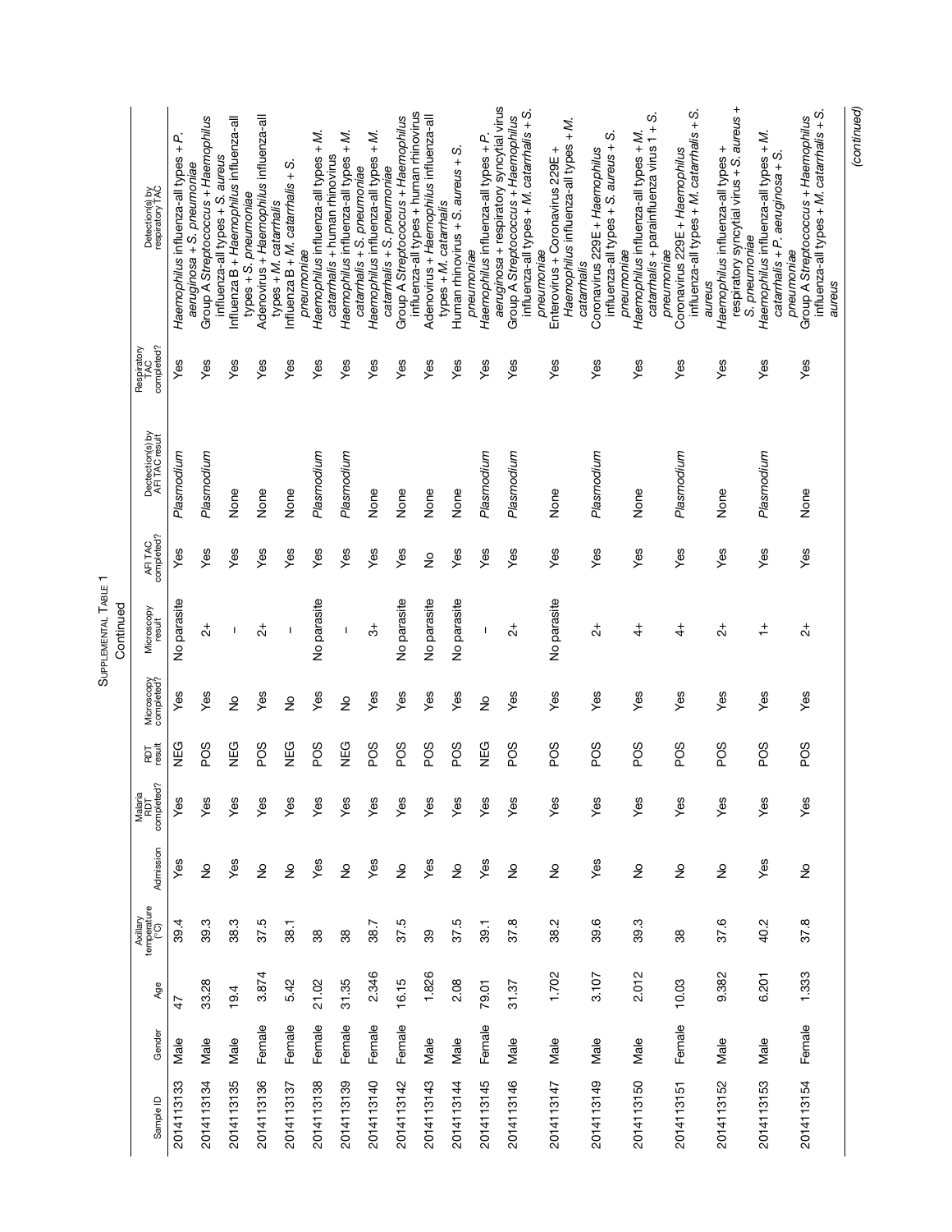Supplemental Table 1

Continued

| Sample ID | Gender | Age | Axillary temperature (°C) | Admission | Malaria RDT completed? | RDT result | Microscopy completed? | Microscopy result | AFI TAC completed? | Dectection(s) by AFI TAC result | Respiratory TAC completed? | Detection(s) by respiratory TAC |
|---|---|---|---|---|---|---|---|---|---|---|---|---|
| 2014113133 | Male | 47 | 39.4 | Yes | Yes | NEG | Yes | No parasite | Yes | *Plasmodium* | Yes | *Haemophilus* influenza-all types + *P. aeruginosa* + *S. pneumoniae* |
| 2014113134 | Male | 33.28 | 39.3 | No | Yes | POS | Yes | 2+ | Yes | *Plasmodium* | Yes | Group A *Streptococcus* + *Haemophilus* influenza-all types + *S. aureus* |
| 2014113135 | Male | 19.4 | 38.3 | Yes | Yes | NEG | No | – | Yes | None | Yes | Influenza B + *Haemophilus* influenza-all types + *S. pneumoniae* |
| 2014113136 | Female | 3.874 | 37.5 | No | Yes | POS | Yes | 2+ | Yes | None | Yes | Adenovirus + *Haemophilus* influenza-all types + *M. catarrhalis* |
| 2014113137 | Female | 5.42 | 38.1 | No | Yes | NEG | No | – | Yes | None | Yes | Influenza B + *M. catarrhalis* + *S. pneumoniae* |
| 2014113138 | Female | 21.02 | 38 | Yes | Yes | POS | Yes | No parasite | Yes | *Plasmodium* | Yes | *Haemophilus* influenza-all types + *M. catarrhalis* + human rhinovirus |
| 2014113139 | Female | 31.35 | 38 | No | Yes | NEG | No | – | Yes | *Plasmodium* | Yes | *Haemophilus* influenza-all types + *M. catarrhalis* + *S. pneumoniae* |
| 2014113140 | Female | 2.346 | 38.7 | Yes | Yes | POS | Yes | 3+ | Yes | None | Yes | *Haemophilus* influenza-all types + *M. catarrhalis* + *S. pneumoniae* |
| 2014113142 | Female | 16.15 | 37.5 | No | Yes | POS | Yes | No parasite | Yes | None | Yes | Group A *Streptococcus* + *Haemophilus* influenza-all types + human rhinovirus |
| 2014113143 | Male | 1.826 | 39 | Yes | Yes | POS | Yes | No parasite | No | None | Yes | Adenovirus + *Haemophilus* influenza-all types + *M. catarrhalis* |
| 2014113144 | Male | 2.08 | 37.5 | No | Yes | POS | Yes | No parasite | Yes | None | Yes | Human rhinovirus + *S. aureus* + *S. pneumoniae* |
| 2014113145 | Female | 79.01 | 39.1 | Yes | Yes | NEG | No | – | Yes | *Plasmodium* | Yes | *Haemophilus* influenza-all types + *P. aeruginosa* + respiratory syncytial virus |
| 2014113146 | Male | 31.37 | 37.8 | No | Yes | POS | Yes | 2+ | Yes | *Plasmodium* | Yes | Group A *Streptococcus* + *Haemophilus* influenza-all types + *M. catarrhalis* + *S. pneumoniae* |
| 2014113147 | Male | 1.702 | 38.2 | No | Yes | POS | Yes | No parasite | Yes | None | Yes | Enterovirus + Coronavirus 229E + *Haemophilus* influenza-all types + *M. catarrhalis* |
| 2014113149 | Male | 3.107 | 39.6 | Yes | Yes | POS | Yes | 2+ | Yes | *Plasmodium* | Yes | Coronavirus 229E + *Haemophilus* influenza-all types + *S. aureus* + *S. pneumoniae* |
| 2014113150 | Male | 2.012 | 39.3 | No | Yes | POS | Yes | 4+ | Yes | None | Yes | *Haemophilus* influenza-all types + *M. catarrhalis* + parainfluenza virus 1 + *S. pneumoniae* |
| 2014113151 | Female | 10.03 | 38 | No | Yes | POS | Yes | 4+ | Yes | *Plasmodium* | Yes | Coronavirus 229E + *Haemophilus* influenza-all types + *M. catarrhalis* + *S. aureus* |
| 2014113152 | Male | 9.382 | 37.6 | No | Yes | POS | Yes | 2+ | Yes | None | Yes | *Haemophilus* influenza-all types + respiratory syncytial virus + *S. aureus* + *S. pneumoniae* |
| 2014113153 | Male | 6.201 | 40.2 | Yes | Yes | POS | Yes | 1+ | Yes | *Plasmodium* | Yes | *Haemophilus* influenza-all types + *M. catarrhalis* + *P. aeruginosa* + *S. pneumoniae* |
| 2014113154 | Female | 1.333 | 37.8 | No | Yes | POS | Yes | 2+ | Yes | None | Yes | Group A *Streptococcus* + *Haemophilus* influenza-all types + *M. catarrhalis* + *S. aureus* |

(continued)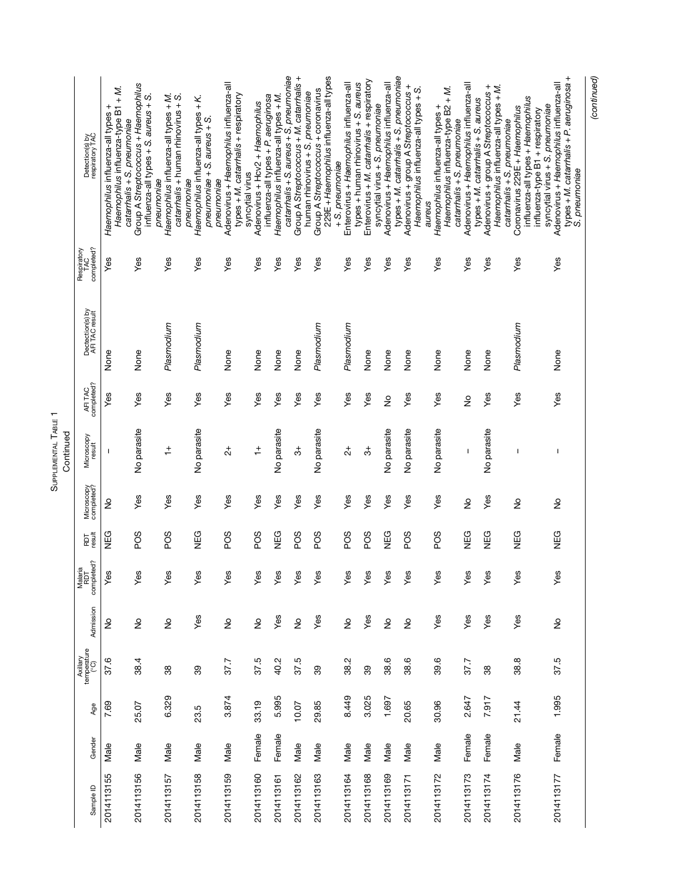Supplemental Table 1

Continued

| Sample ID | Gender | Age | Axillary temperature (°C) | Admission | Malaria RDT completed? | RDT result | Microscopy completed? | Microscopy result | AFI TAC completed? | Dectection(s) by AFI TAC result | Respiratory TAC completed? | Detection(s) by respiratory TAC |
|---|---|---|---|---|---|---|---|---|---|---|---|---|
| 2014113155 | Male | 7.69 | 37.6 | No | Yes | NEG | No | – | Yes | None | Yes | *Haemophilus* influenza-all types + *Haemophilus* influenza-type B1 + *M. catarrhalis* + *S. pneumoniae* |
| 2014113156 | Male | 25.07 | 38.4 | No | Yes | POS | Yes | No parasite | Yes | None | Yes | Group A *Streptococcus* + *Haemophilus* influenza-all types + *S. aureus* + *S. pneumoniae* |
| 2014113157 | Male | 6.329 | 38 | No | Yes | POS | Yes | 1+ | Yes | *Plasmodium* | Yes | *Haemophilus* influenza-all types + *M. catarrhalis* + human rhinovirus + *S. pneumoniae* |
| 2014113158 | Male | 23.5 | 39 | Yes | Yes | NEG | Yes | No parasite | Yes | *Plasmodium* | Yes | *Haemophilus* influenza-all types + *K. pneumoniae* + *S. aureus* + *S. pneumoniae* |
| 2014113159 | Male | 3.874 | 37.7 | No | Yes | POS | Yes | 2+ | Yes | None | Yes | Adenovirus + *Haemophilus* influenza-all types + *M. catarrhalis* + respiratory syncytial virus |
| 2014113160 | Female | 33.19 | 37.5 | No | Yes | POS | Yes | 1+ | Yes | None | Yes | Adenovirus + Hcv2 + *Haemophilus* influenza-all types + *P. aeruginosa* |
| 2014113161 | Female | 5.995 | 40.2 | Yes | Yes | NEG | Yes | No parasite | Yes | None | Yes | *Haemophilus* influenza-all types + *M. catarrhalis* + *S. aureus* + *S. pneumoniae* |
| 2014113162 | Male | 10.07 | 37.5 | No | Yes | POS | Yes | 3+ | Yes | None | Yes | Group A *Streptococcus* + *M. catarrhalis* + human rhinovirus + *S. pneumoniae* |
| 2014113163 | Male | 29.85 | 39 | Yes | Yes | POS | Yes | No parasite | Yes | *Plasmodium* | Yes | Group A *Streptococcus* + coronavirus 229E + *Haemophilus* influenza-all types + *S. pneumoniae* |
| 2014113164 | Male | 8.449 | 38.2 | No | Yes | POS | Yes | 2+ | Yes | *Plasmodium* | Yes | Enterovirus + *Haemophilus* influenza-all types + human rhinovirus + *S. aureus* |
| 2014113168 | Male | 3.025 | 39 | Yes | Yes | POS | Yes | 3+ | Yes | None | Yes | Enterovirus + *M. catarrhalis* + respiratory syncytial virus + *S. pneumoniae* |
| 2014113169 | Male | 1.697 | 38.6 | No | Yes | NEG | Yes | No parasite | No | None | Yes | Adenovirus + *Haemophilus* influenza-all types + *M. catarrhalis* + *S. pneumoniae* |
| 2014113171 | Male | 20.65 | 38.6 | No | Yes | POS | Yes | No parasite | Yes | None | Yes | Adenovirus + group A *Streptococcus* + *Haemophilus* influenza-all types + *S. aureus* |
| 2014113172 | Male | 30.96 | 39.6 | Yes | Yes | POS | Yes | No parasite | Yes | None | Yes | *Haemophilus* influenza-all types + *Haemophilus* influenza-type B2 + *M. catarrhalis* + *S. pneumoniae* |
| 2014113173 | Female | 2.647 | 37.7 | Yes | Yes | NEG | No | – | No | None | Yes | Adenovirus + *Haemophilus* influenza-all types + *M. catarrhalis* + *S. aureus* |
| 2014113174 | Female | 7.917 | 38 | Yes | Yes | NEG | Yes | No parasite | Yes | None | Yes | Adenovirus + group A *Streptococcus* + *Haemophilus* influenza-all types + *M. catarrhalis* + *S. pneumoniae* |
| 2014113176 | Male | 21.44 | 38.8 | Yes | Yes | NEG | No | – | Yes | *Plasmodium* | Yes | Coronavirus 229E + *Haemophilus* influenza-all types + *Haemophilus* influenza-type B1 + respiratory syncytial virus + *S. pneumoniae* |
| 2014113177 | Female | 1.995 | 37.5 | No | Yes | NEG | No | – | Yes | None | Yes | Adenovirus + *Haemophilus* influenza-all types + *M. catarrhalis* + *P. aeruginosa* + *S. pneumoniae* |

(continued)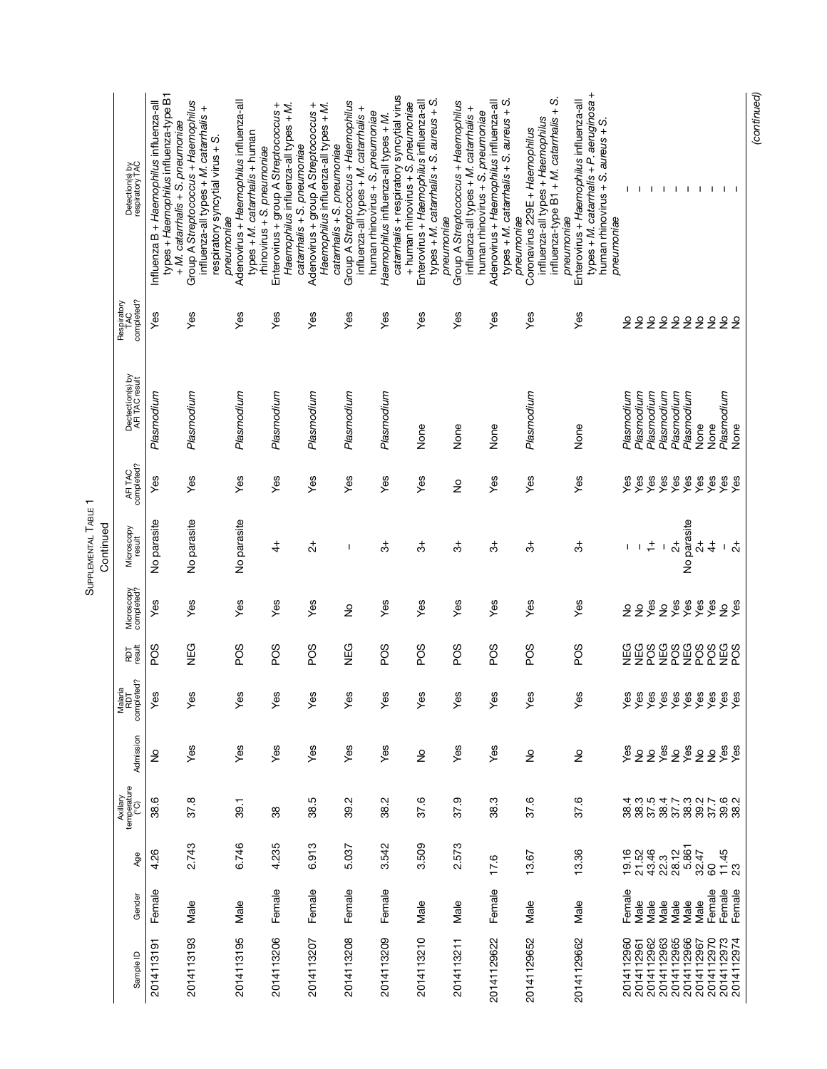Supplemental Table 1

Continued

| Sample ID | Gender | Age | Axillary temperature (°C) | Admission | Malaria RDT completed? | RDT result | Microscopy completed? | Microscopy result | AFI TAC completed? | Dectection(s) by AFI TAC result | Respiratory TAC completed? | Detection(s) by respiratory TAC |
|---|---|---|---|---|---|---|---|---|---|---|---|---|
| 2014113191 | Female | 4.26 | 38.6 | No | Yes | POS | Yes | No parasite | Yes | *Plasmodium* | Yes | Influenza B + *Haemophilus* influenza-all types + *Haemophilus* influenza-type B1 + *M. catarrhalis* + *S. pneumoniae* |
| 2014113193 | Male | 2.743 | 37.8 | Yes | Yes | NEG | Yes | No parasite | Yes | *Plasmodium* | Yes | Group A *Streptococcus* + *Haemophilus* influenza-all types + *M. catarrhalis* + respiratory syncytial virus + *S. pneumoniae* |
| 2014113195 | Male | 6.746 | 39.1 | Yes | Yes | POS | Yes | No parasite | Yes | *Plasmodium* | Yes | Adenovirus + *Haemophilus* influenza-all types + *M. catarrhalis* + human rhinovirus + *S. pneumoniae* |
| 2014113206 | Female | 4.235 | 38 | Yes | Yes | POS | Yes | 4+ | Yes | *Plasmodium* | Yes | Enterovirus + group A *Streptococcus* + *Haemophilus* influenza-all types + *M. catarrhalis* + *S. pneumoniae* |
| 2014113207 | Female | 6.913 | 38.5 | Yes | Yes | POS | Yes | 2+ | Yes | *Plasmodium* | Yes | Adenovirus + group A *Streptococcus* + *Haemophilus* influenza-all types + *M. catarrhalis* + *S. pneumoniae* |
| 2014113208 | Female | 5.037 | 39.2 | Yes | Yes | NEG | No | – | Yes | *Plasmodium* | Yes | Group A *Streptococcus* + *Haemophilus* influenza-all types + *M. catarrhalis* + human rhinovirus + *S. pneumoniae* |
| 2014113209 | Female | 3.542 | 38.2 | Yes | Yes | POS | Yes | 3+ | Yes | *Plasmodium* | Yes | *Haemophilus* influenza-all types + *M. catarrhalis* + respiratory syncytial virus + human rhinovirus + *S. pneumoniae* |
| 2014113210 | Male | 3.509 | 37.6 | No | Yes | POS | Yes | 3+ | Yes | None | Yes | Enterovirus + *Haemophilus* influenza-all types + *M. catarrhalis* + *S. aureus* + *S. pneumoniae* |
| 2014113211 | Male | 2.573 | 37.9 | Yes | Yes | POS | Yes | 3+ | No | None | Yes | Group A *Streptococcus* + *Haemophilus* influenza-all types + *M. catarrhalis* + human rhinovirus + *S. pneumoniae* |
| 20141129622 | Female | 17.6 | 38.3 | Yes | Yes | POS | Yes | 3+ | Yes | None | Yes | Adenovirus + *Haemophilus* influenza-all types + *M. catarrhalis* + *S. aureus* + *S. pneumoniae* |
| 20141129652 | Male | 13.67 | 37.6 | No | Yes | POS | Yes | 3+ | Yes | *Plasmodium* | Yes | Coronavirus 229E + *Haemophilus* influenza-all types + *Haemophilus* influenza-type B1 + *M. catarrhalis* + *S. pneumoniae* |
| 20141129662 | Male | 13.36 | 37.6 | No | Yes | POS | Yes | 3+ | Yes | None | Yes | Enterovirus + *Haemophilus* influenza-all types + *M. catarrhalis* + *P. aeruginosa* + human rhinovirus + *S. aureus* + *S. pneumoniae* |
| 2014112960 | Female | 19.16 | 38.4 | Yes | Yes | NEG | No | – | Yes | *Plasmodium* | No | – |
| 2014112961 | Male | 21.52 | 38.3 | No | Yes | NEG | No | – | Yes | *Plasmodium* | No | – |
| 2014112962 | Male | 43.46 | 37.5 | No | Yes | POS | Yes | 1+ | Yes | *Plasmodium* | No | – |
| 2014112963 | Male | 22.3 | 38.4 | Yes | Yes | NEG | No | – | Yes | *Plasmodium* | No | – |
| 2014112965 | Male | 28.12 | 37.7 | No | Yes | POS | Yes | 2+ | Yes | *Plasmodium* | No | – |
| 2014112966 | Male | 5.861 | 38.3 | Yes | Yes | NEG | Yes | No parasite | Yes | None | No | – |
| 2014112967 | Male | 32.47 | 39.2 | No | Yes | POS | Yes | 2+ | Yes | None | No | – |
| 2014112970 | Female | 60 | 37.7 | No | Yes | POS | Yes | 4+ | Yes | None | No | – |
| 2014112973 | Female | 11.45 | 39.6 | Yes | Yes | NEG | No | – | Yes | *Plasmodium* | No | – |
| 2014112974 | Female | 23 | 38.2 | Yes | Yes | POS | Yes | 2+ | Yes | None | No | – |

(continued)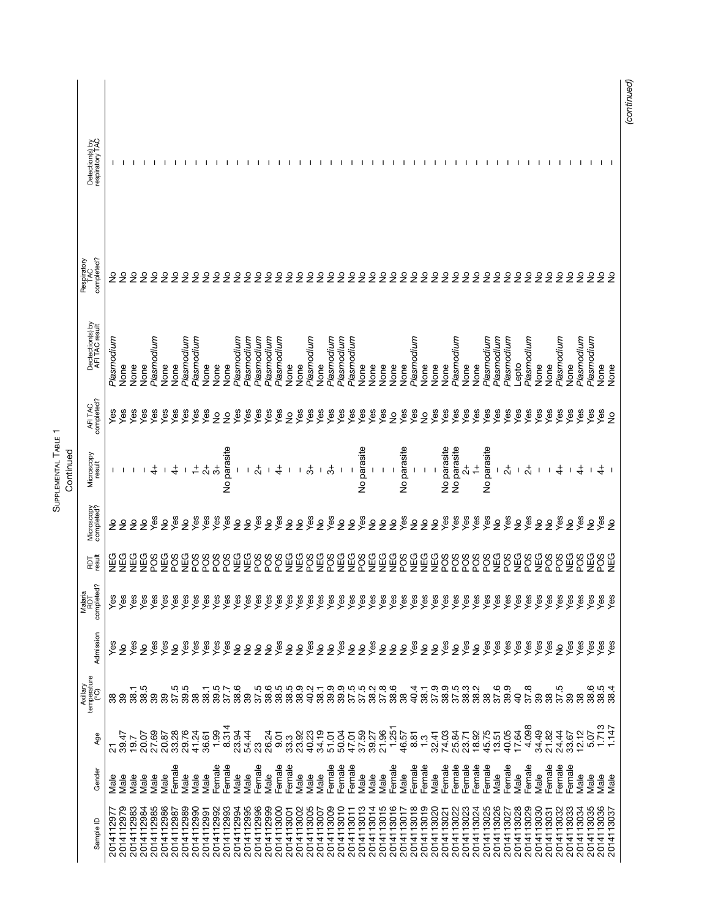Supplemental Table 1

Continued

| Sample ID | Gender | Age | Axillary temperature (°C) | Admission | Malaria RDT completed? | RDT result | Microscopy completed? | Microscopy result | AFI TAC completed? | Dectection(s) by AFI TAC result | Respiratory TAC completed? | Detection(s) by respiratory TAC |
|---|---|---|---|---|---|---|---|---|---|---|---|---|
| 2014112977 | Male | 21 | 38 | Yes | Yes | NEG | No | – | Yes | *Plasmodium* | No | – |
| 2014112979 | Male | 39.47 | 39 | No | Yes | NEG | No | – | Yes | None | No | – |
| 2014112983 | Male | 19.7 | 38.1 | Yes | Yes | NEG | No | – | Yes | None | No | – |
| 2014112984 | Male | 20.07 | 38.5 | No | Yes | NEG | No | – | Yes | None | No | – |
| 2014112985 | Male | 27.69 | 39 | Yes | Yes | POS | Yes | 4+ | Yes | *Plasmodium* | No | – |
| 2014112986 | Male | 20.87 | 39 | Yes | Yes | NEG | No | – | Yes | None | No | – |
| 2014112987 | Female | 33.28 | 37.5 | No | Yes | POS | Yes | 4+ | Yes | None | No | – |
| 2014112989 | Male | 29.76 | 39.5 | Yes | Yes | NEG | No | – | Yes | *Plasmodium* | No | – |
| 2014112990 | Male | 41.24 | 38 | Yes | Yes | POS | Yes | 1+ | Yes | *Plasmodium* | No | – |
| 2014112991 | Male | 36.61 | 38.1 | Yes | Yes | POS | Yes | 2+ | Yes | None | No | – |
| 2014112992 | Female | 1.99 | 39.5 | Yes | Yes | POS | Yes | 3+ | No | None | No | – |
| 2014112993 | Female | 8.314 | 37.7 | Yes | Yes | POS | Yes | No parasite | No | None | No | – |
| 2014112994 | Male | 23.94 | 38.6 | No | Yes | NEG | No | – | Yes | *Plasmodium* | No | – |
| 2014112995 | Male | 54.44 | 39 | No | Yes | NEG | No | – | Yes | *Plasmodium* | No | – |
| 2014112996 | Female | 23 | 37.5 | No | Yes | POS | Yes | 2+ | Yes | *Plasmodium* | No | – |
| 2014112999 | Male | 26.24 | 38.6 | No | Yes | POS | No | – | Yes | *Plasmodium* | No | – |
| 2014113000 | Female | 9.01 | 38.5 | Yes | Yes | POS | Yes | 4+ | Yes | *Plasmodium* | No | – |
| 2014113001 | Female | 33.3 | 38.5 | No | Yes | NEG | No | – | No | None | No | – |
| 2014113002 | Male | 23.92 | 38.9 | No | Yes | NEG | No | – | Yes | None | No | – |
| 2014113005 | Male | 40.23 | 40.2 | Yes | Yes | POS | Yes | 3+ | Yes | *Plasmodium* | No | – |
| 2014113007 | Male | 34.19 | 38.1 | No | Yes | NEG | No | – | Yes | None | No | – |
| 2014113009 | Female | 51.01 | 39.9 | No | Yes | POS | Yes | 3+ | Yes | *Plasmodium* | No | – |
| 2014113010 | Female | 50.04 | 39.9 | Yes | Yes | NEG | No | – | Yes | *Plasmodium* | No | – |
| 2014113011 | Female | 47.01 | 37.5 | No | Yes | NEG | No | – | Yes | *Plasmodium* | No | – |
| 2014113013 | Male | 37.59 | 37.5 | Yes | Yes | POS | Yes | No parasite | Yes | None | No | – |
| 2014113014 | Male | 39.27 | 38.2 | Yes | Yes | NEG | No | – | Yes | None | No | – |
| 2014113015 | Male | 21.96 | 37.8 | No | Yes | NEG | No | – | Yes | None | No | – |
| 2014113016 | Female | 1.251 | 38.6 | No | Yes | NEG | No | – | No | None | No | – |
| 2014113017 | Male | 46.57 | 38 | No | Yes | POS | Yes | No parasite | Yes | None | No | – |
| 2014113018 | Female | 8.81 | 40.4 | Yes | Yes | NEG | No | – | Yes | *Plasmodium* | No | – |
| 2014113019 | Female | 1.3 | 38.1 | No | Yes | NEG | No | – | No | None | No | – |
| 2014113020 | Male | 32.41 | 37.9 | No | Yes | NEG | No | – | Yes | None | No | – |
| 2014113021 | Female | 74.03 | 38.9 | Yes | Yes | POS | Yes | No parasite | Yes | None | No | – |
| 2014113022 | Female | 25.84 | 37.5 | No | Yes | POS | Yes | No parasite | Yes | *Plasmodium* | No | – |
| 2014113023 | Female | 23.71 | 38.3 | Yes | Yes | POS | Yes | 2+ | Yes | None | No | – |
| 2014113024 | Female | 18.92 | 38.2 | No | Yes | POS | Yes | 1+ | Yes | None | No | – |
| 2014113025 | Female | 45.75 | 38 | Yes | Yes | POS | Yes | No parasite | Yes | *Plasmodium* | No | – |
| 2014113026 | Male | 13.51 | 37.6 | Yes | Yes | NEG | No | – | Yes | *Plasmodium* | No | – |
| 2014113027 | Female | 40.05 | 39.9 | Yes | Yes | POS | Yes | 2+ | Yes | *Plasmodium* | No | – |
| 2014113028 | Male | 17.64 | 40 | Yes | Yes | NEG | No | – | Yes | Lepto | No | – |
| 2014113029 | Female | 4.098 | 37.8 | Yes | Yes | POS | Yes | 2+ | Yes | *Plasmodium* | No | – |
| 2014113030 | Male | 34.49 | 39 | Yes | Yes | NEG | No | – | Yes | None | No | – |
| 2014113031 | Female | 21.82 | 38 | Yes | Yes | POS | No | – | Yes | None | No | – |
| 2014113032 | Female | 24.44 | 37.5 | No | Yes | POS | Yes | 4+ | Yes | *Plasmodium* | No | – |
| 2014113033 | Female | 33.67 | 39 | Yes | Yes | NEG | No | – | Yes | None | No | – |
| 2014113034 | Male | 12.12 | 38 | Yes | Yes | POS | Yes | 4+ | Yes | *Plasmodium* | No | – |
| 2014113035 | Male | 5.07 | 38.6 | Yes | Yes | NEG | No | – | Yes | *Plasmodium* | No | – |
| 2014113036 | Male | 1.713 | 38.5 | Yes | Yes | POS | Yes | 4+ | Yes | None | No | – |
| 2014113037 | Male | 1.147 | 38.4 | Yes | Yes | NEG | No | – | No | None | No | – |

*(continued)*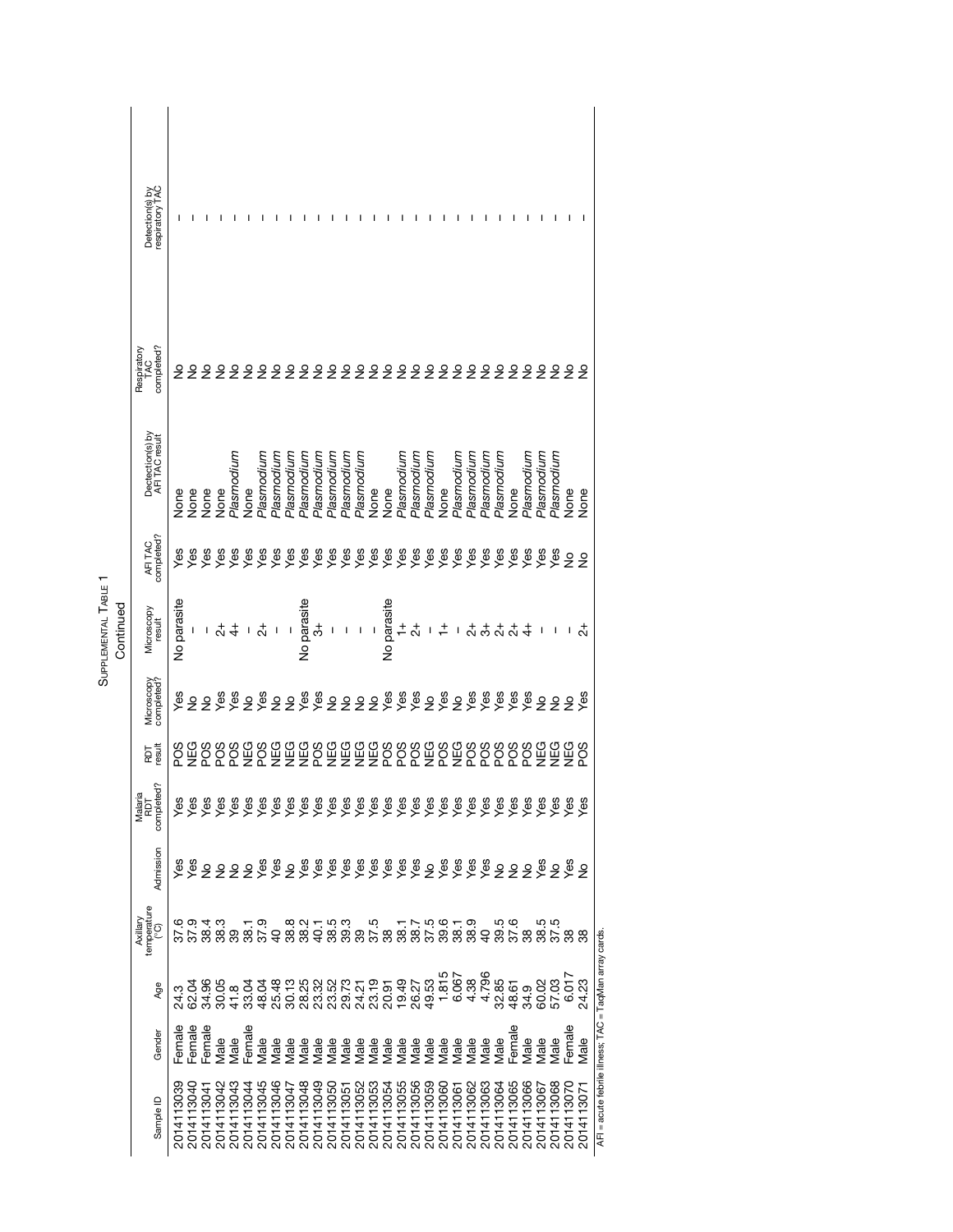# Supplemental Table 1

Continued

| Sample ID | Gender | Age | Axillary temperature (°C) | Admission | Malaria RDT completed? | RDT result | Microscopy completed? | Microscopy result | AFI TAC completed? | Dectection(s) by AFI TAC result | Respiratory TAC completed? | Detection(s) by respiratory TAC |
|---|---|---|---|---|---|---|---|---|---|---|---|---|
| 2014113039 | Female | 24.3 | 37.6 | Yes | Yes | POS | Yes | No parasite | Yes | None | No | – |
| 2014113040 | Female | 62.04 | 37.9 | Yes | Yes | NEG | No | – | Yes | None | No | – |
| 2014113041 | Female | 34.96 | 38.4 | No | Yes | POS | No | – | Yes | None | No | – |
| 2014113042 | Male | 30.05 | 38.3 | No | Yes | POS | Yes | 2+ | Yes | None | No | – |
| 2014113043 | Male | 41.8 | 39 | No | Yes | POS | Yes | 4+ | Yes | *Plasmodium* | No | – |
| 2014113044 | Female | 33.04 | 38.1 | No | Yes | NEG | No | – | Yes | None | No | – |
| 2014113045 | Male | 48.04 | 37.9 | Yes | Yes | POS | Yes | 2+ | Yes | *Plasmodium* | No | – |
| 2014113046 | Male | 25.48 | 40 | Yes | Yes | NEG | No | – | Yes | *Plasmodium* | No | – |
| 2014113047 | Male | 30.13 | 38.8 | No | Yes | NEG | No | – | Yes | *Plasmodium* | No | – |
| 2014113048 | Male | 28.25 | 38.2 | Yes | Yes | NEG | Yes | No parasite | Yes | *Plasmodium* | No | – |
| 2014113049 | Male | 23.32 | 40.1 | Yes | Yes | POS | Yes | 3+ | Yes | *Plasmodium* | No | – |
| 2014113050 | Male | 23.52 | 38.5 | Yes | Yes | NEG | No | – | Yes | *Plasmodium* | No | – |
| 2014113051 | Male | 29.73 | 39.3 | Yes | Yes | NEG | No | – | Yes | *Plasmodium* | No | – |
| 2014113052 | Male | 24.21 | 39 | Yes | Yes | NEG | No | – | Yes | *Plasmodium* | No | – |
| 2014113053 | Male | 23.19 | 37.5 | Yes | Yes | NEG | No | – | Yes | None | No | – |
| 2014113054 | Male | 20.91 | 38 | Yes | Yes | POS | Yes | No parasite | Yes | None | No | – |
| 2014113055 | Male | 19.49 | 38.1 | Yes | Yes | POS | Yes | 1+ | Yes | *Plasmodium* | No | – |
| 2014113056 | Male | 26.27 | 38.7 | Yes | Yes | POS | Yes | 2+ | Yes | *Plasmodium* | No | – |
| 2014113059 | Male | 49.53 | 37.5 | No | Yes | NEG | No | – | Yes | *Plasmodium* | No | – |
| 2014113060 | Male | 1.815 | 39.6 | Yes | Yes | POS | Yes | 1+ | Yes | None | No | – |
| 2014113061 | Male | 6.067 | 38.1 | Yes | Yes | NEG | No | – | Yes | *Plasmodium* | No | – |
| 2014113062 | Male | 4.38 | 38.9 | Yes | Yes | POS | Yes | 2+ | Yes | *Plasmodium* | No | – |
| 2014113063 | Male | 4.796 | 40 | Yes | Yes | POS | Yes | 3+ | Yes | *Plasmodium* | No | – |
| 2014113064 | Male | 32.85 | 39.5 | No | Yes | POS | Yes | 2+ | Yes | *Plasmodium* | No | – |
| 2014113065 | Female | 48.61 | 37.6 | No | Yes | POS | Yes | 2+ | Yes | None | No | – |
| 2014113066 | Male | 34.9 | 38 | No | Yes | POS | Yes | 4+ | Yes | *Plasmodium* | No | – |
| 2014113067 | Male | 60.02 | 38.5 | Yes | Yes | NEG | No | – | Yes | *Plasmodium* | No | – |
| 2014113068 | Male | 57.03 | 37.5 | No | Yes | NEG | No | – | Yes | *Plasmodium* | No | – |
| 2014113070 | Female | 6.017 | 38 | Yes | Yes | NEG | No | – | No | None | No | – |
| 2014113071 | Male | 24.23 | 38 | No | Yes | POS | Yes | 2+ | No | None | No | – |

AFI = acute febrile illness; TAC = TaqMan array cards.